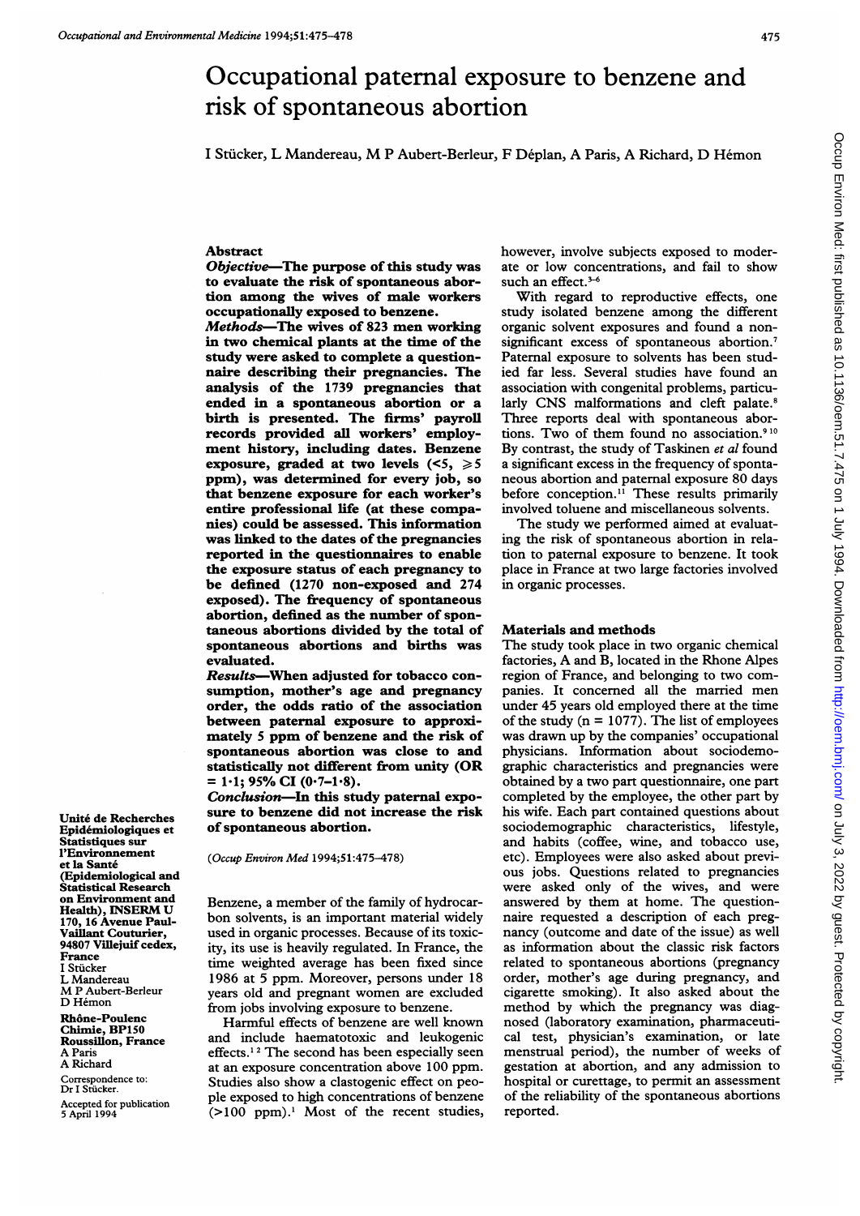// Occup Environ Med: first published as 10.1136/oem.51.7.475 on 1 July 1994. Downloaded from http://oem.bmj.com/ on July 3, 2022 by guest. Protected by copyright.

# Occupational paternal exposure to benzene and risk of spontaneous abortion

I Stücker, L Mandereau, M P Aubert-Berleur, F Déplan, A Paris, A Richard, D Hémon

## Abstract

**Objective—The purpose of this study was to evaluate the risk of spontaneous abortion among the wives of male workers occupationally exposed to benzene.**

**Methods—The wives of 823 men working in two chemical plants at the time of the study were asked to complete a questionnaire describing their pregnancies. The analysis of the 1739 pregnancies that ended in a spontaneous abortion or a birth is presented. The firms' payroll records provided all workers' employment history, including dates. Benzene exposure, graded at two levels (<5, ⩾5 ppm), was determined for every job, so that benzene exposure for each worker's entire professional life (at these companies) could be assessed. This information was linked to the dates of the pregnancies reported in the questionnaires to enable the exposure status of each pregnancy to be defined (1270 non-exposed and 274 exposed). The frequency of spontaneous abortion, defined as the number of spontaneous abortions divided by the total of spontaneous abortions and births was evaluated.**

**Results—When adjusted for tobacco consumption, mother's age and pregnancy order, the odds ratio of the association between paternal exposure to approximately 5 ppm of benzene and the risk of spontaneous abortion was close to and statistically not different from unity (OR = 1·1; 95% CI (0·7–1·8).**

**Conclusion—In this study paternal exposure to benzene did not increase the risk of spontaneous abortion.**

(*Occup Environ Med* 1994;51:475–478)

Benzene, a member of the family of hydrocarbon solvents, is an important material widely used in organic processes. Because of its toxicity, its use is heavily regulated. In France, the time weighted average has been fixed since 1986 at 5 ppm. Moreover, persons under 18 years old and pregnant women are excluded from jobs involving exposure to benzene.

Harmful effects of benzene are well known and include haematotoxic and leukogenic effects.[1,2] The second has been especially seen at an exposure concentration above 100 ppm. Studies also show a clastogenic effect on people exposed to high concentrations of benzene (>100 ppm).[1] Most of the recent studies, however, involve subjects exposed to moderate or low concentrations, and fail to show such an effect.[3–6]

With regard to reproductive effects, one study isolated benzene among the different organic solvent exposures and found a non-significant excess of spontaneous abortion.[7] Paternal exposure to solvents has been studied far less. Several studies have found an association with congenital problems, particularly CNS malformations and cleft palate.[8] Three reports deal with spontaneous abortions. Two of them found no association.[9,10] By contrast, the study of Taskinen *et al* found a significant excess in the frequency of spontaneous abortion and paternal exposure 80 days before conception.[11] These results primarily involved toluene and miscellaneous solvents.

The study we performed aimed at evaluating the risk of spontaneous abortion in relation to paternal exposure to benzene. It took place in France at two large factories involved in organic processes.

## Materials and methods

The study took place in two organic chemical factories, A and B, located in the Rhone Alpes region of France, and belonging to two companies. It concerned all the married men under 45 years old employed there at the time of the study (n = 1077). The list of employees was drawn up by the companies' occupational physicians. Information about sociodemographic characteristics and pregnancies were obtained by a two part questionnaire, one part completed by the employee, the other part by his wife. Each part contained questions about sociodemographic characteristics, lifestyle, and habits (coffee, wine, and tobacco use, etc). Employees were also asked about previous jobs. Questions related to pregnancies were asked only of the wives, and were answered by them at home. The questionnaire requested a description of each pregnancy (outcome and date of the issue) as well as information about the classic risk factors related to spontaneous abortions (pregnancy order, mother's age during pregnancy, and cigarette smoking). It also asked about the method by which the pregnancy was diagnosed (laboratory examination, pharmaceutical test, physician's examination, or late menstrual period), the number of weeks of gestation at abortion, and any admission to hospital or curettage, to permit an assessment of the reliability of the spontaneous abortions reported.

Unité de Recherches Epidémiologiques et Statistiques sur l'Environnement et la Santé (Epidemiological and Statistical Research on Environment and Health), INSERM U 170, 16 Avenue Paul-Vaillant Couturier, 94807 Villejuif cedex, France
I Stücker
L Mandereau
M P Aubert-Berleur
D Hémon

Rhône-Poulenc Chimie, BP150 Roussillon, France
A Paris
A Richard

Correspondence to: Dr I Stücker.

Accepted for publication 5 April 1994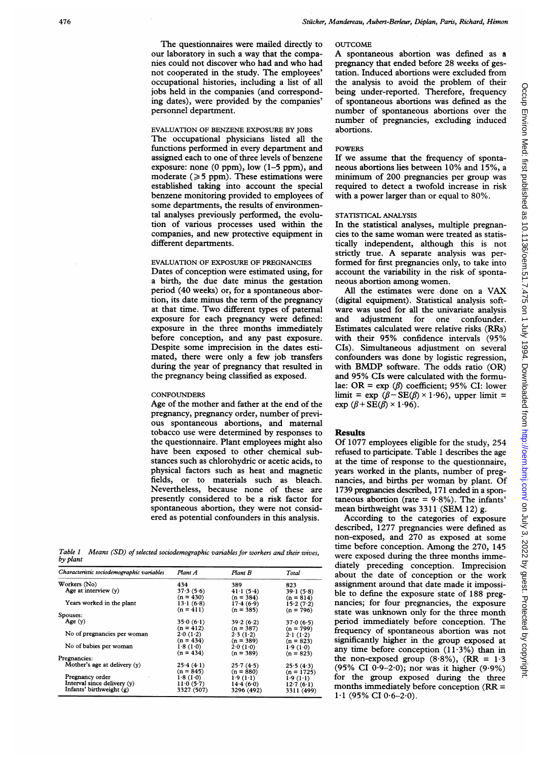The questionnaires were mailed directly to our laboratory in such a way that the companies could not discover who had and who had not cooperated in the study. The employees' occupational histories, including a list of all jobs held in the companies (and corresponding dates), were provided by the companies' personnel department.

### EVALUATION OF BENZENE EXPOSURE BY JOBS

The occupational physicians listed all the functions performed in every department and assigned each to one of three levels of benzene exposure: none (0 ppm), low (1–5 ppm), and moderate (≥5 ppm). These estimations were established taking into account the special benzene monitoring provided to employees of some departments, the results of environmental analyses previously performed, the evolution of various processes used within the companies, and new protective equipment in different departments.

### EVALUATION OF EXPOSURE OF PREGNANCIES

Dates of conception were estimated using, for a birth, the due date minus the gestation period (40 weeks) or, for a spontaneous abortion, its date minus the term of the pregnancy at that time. Two different types of paternal exposure for each pregnancy were defined: exposure in the three months immediately before conception, and any past exposure. Despite some imprecision in the dates estimated, there were only a few job transfers during the year of pregnancy that resulted in the pregnancy being classified as exposed.

### CONFOUNDERS

Age of the mother and father at the end of the pregnancy, pregnancy order, number of previous spontaneous abortions, and maternal tobacco use were determined by responses to the questionnaire. Plant employees might also have been exposed to other chemical substances such as chlorohydric or acetic acids, to physical factors such as heat and magnetic fields, or to materials such as bleach. Nevertheless, because none of these are presently considered to be a risk factor for spontaneous abortion, they were not considered as potential confounders in this analysis.

*Table 1 Means (SD) of selected sociodemographic variables for workers and their wives, by plant*

| Characteristic sociodemographic variables | Plant A | Plant B | Total |
|---|---|---|---|
| Workers (No) | 434 | 389 | 823 |
| Age at interview (y) | 37·3 (5·6) (n = 430) | 41·1 (5·4) (n = 384) | 39·1 (5·8) (n = 814) |
| Years worked in the plant | 13·1 (6·8) (n = 411) | 17·4 (6·9) (n = 385) | 15·2 (7·2) (n = 796) |
| Spouses: | | | |
| Age (y) | 35·0 (6·1) (n = 412) | 39·2 (6·2) (n = 387) | 37·0 (6·5) (n = 799) |
| No of pregnancies per woman | 2·0 (1·2) (n = 434) | 2·3 (1·2) (n = 389) | 2·1 (1·2) (n = 823) |
| No of babies per woman | 1·8 (1·0) (n = 434) | 2·0 (1·0) (n = 389) | 1·9 (1·0) (n = 823) |
| Pregnancies: | | | |
| Mother's age at delivery (y) | 25·4 (4·1) (n = 845) | 25·7 (4·5) (n = 880) | 25·5 (4·3) (n = 1725) |
| Pregnancy order | 1·8 (1·0) | 1·9 (1·1) | 1·9 (1·1) |
| Interval since delivery (y) | 11·0 (5·7) | 14·4 (6·0) | 12·7 (6·1) |
| Infants' birthweight (g) | 3327 (507) | 3296 (492) | 3311 (499) |

### OUTCOME

A spontaneous abortion was defined as a pregnancy that ended before 28 weeks of gestation. Induced abortions were excluded from the analysis to avoid the problem of their being under-reported. Therefore, frequency of spontaneous abortions was defined as the number of spontaneous abortions over the number of pregnancies, excluding induced abortions.

### POWERS

If we assume that the frequency of spontaneous abortions lies between 10% and 15%, a minimum of 200 pregnancies per group was required to detect a twofold increase in risk with a power larger than or equal to 80%.

### STATISTICAL ANALYSIS

In the statistical analyses, multiple pregnancies to the same woman were treated as statistically independent, although this is not strictly true. A separate analysis was performed for first pregnancies only, to take into account the variability in the risk of spontaneous abortion among women.

All the estimates were done on a VAX (digital equipment). Statistical analysis software was used for all the univariate analysis and adjustment for one confounder. Estimates calculated were relative risks (RRs) with their 95% confidence intervals (95% CIs). Simultaneous adjustment on several confounders was done by logistic regression, with BMDP software. The odds ratio (OR) and 95% CIs were calculated with the formulae: $OR = \exp(\beta)$ coefficient; 95% CI: lower limit = $\exp(\beta - SE(\beta) \times 1{\cdot}96)$, upper limit = $\exp(\beta + SE(\beta) \times 1{\cdot}96)$.

## Results

Of 1077 employees eligible for the study, 254 refused to participate. Table 1 describes the age at the time of response to the questionnaire, years worked in the plants, number of pregnancies, and births per woman by plant. Of 1739 pregnancies described, 171 ended in a spontaneous abortion (rate = 9·8%). The infants' mean birthweight was 3311 (SEM 12) g.

According to the categories of exposure described, 1277 pregnancies were defined as non-exposed, and 270 as exposed at some time before conception. Among the 270, 145 were exposed during the three months immediately preceding conception. Imprecision about the date of conception or the work assignment around that date made it impossible to define the exposure state of 188 pregnancies; for four pregnancies, the exposure state was unknown only for the three month period immediately before conception. The frequency of spontaneous abortion was not significantly higher in the group exposed at any time before conception (11·3%) than in the non-exposed group (8·8%), (RR = 1·3 (95% CI 0·9–2·0); nor was it higher (9·9%) for the group exposed during the three months immediately before conception (RR = 1·1 (95% CI 0·6–2·0).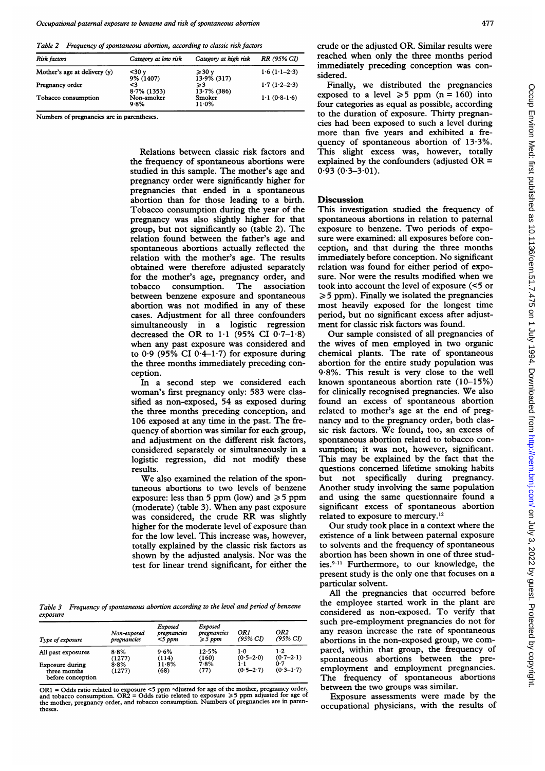*Table 2 Frequency of spontaneous abortion, according to classic risk factors*

| Risk factors | Category at low risk | Category at high risk | RR (95% CI) |
|---|---|---|---|
| Mother's age at delivery (y) | <30 y<br>9% (1407) | ⩾30 y<br>13·9% (317) | 1·6 (1·1–2·3) |
| Pregnancy order | <3<br>8·7% (1353) | ⩾3<br>13·7% (386) | 1·7 (1·2–2·3) |
| Tobacco consumption | Non-smoker<br>9·8% | Smoker<br>11·0% | 1·1 (0·8–1·6) |

Numbers of pregnancies are in parentheses.

Relations between classic risk factors and the frequency of spontaneous abortions were studied in this sample. The mother's age and pregnancy order were significantly higher for pregnancies that ended in a spontaneous abortion than for those leading to a birth. Tobacco consumption during the year of the pregnancy was also slightly higher for that group, but not significantly so (table 2). The relation found between the father's age and spontaneous abortions actually reflected the relation with the mother's age. The results obtained were therefore adjusted separately for the mother's age, pregnancy order, and tobacco consumption. The association between benzene exposure and spontaneous abortion was not modified in any of these cases. Adjustment for all three confounders simultaneously in a logistic regression decreased the OR to 1·1 (95% CI 0·7–1·8) when any past exposure was considered and to 0·9 (95% CI 0·4–1·7) for exposure during the three months immediately preceding conception.

In a second step we considered each woman's first pregnancy only: 583 were classified as non-exposed, 54 as exposed during the three months preceding conception, and 106 exposed at any time in the past. The frequency of abortion was similar for each group, and adjustment on the different risk factors, considered separately or simultaneously in a logistic regression, did not modify these results.

We also examined the relation of the spontaneous abortions to two levels of benzene exposure: less than 5 ppm (low) and ⩾5 ppm (moderate) (table 3). When any past exposure was considered, the crude RR was slightly higher for the moderate level of exposure than for the low level. This increase was, however, totally explained by the classic risk factors as shown by the adjusted analysis. Nor was the test for linear trend significant, for either the crude or the adjusted OR. Similar results were reached when only the three months period immediately preceding conception was considered.

Finally, we distributed the pregnancies exposed to a level ⩾5 ppm (n = 160) into four categories as equal as possible, according to the duration of exposure. Thirty pregnancies had been exposed to such a level during more than five years and exhibited a frequency of spontaneous abortion of 13·3%. This slight excess was, however, totally explained by the confounders (adjusted OR = 0·93 (0·3–3·01).

*Table 3 Frequency of spontaneous abortion according to the level and period of benzene exposure*

| Type of exposure | Non-exposed pregnancies | Exposed pregnancies <5 ppm | Exposed pregnancies ⩾5 ppm | OR1 (95% CI) | OR2 (95% CI) |
|---|---|---|---|---|---|
| All past exposures | 8·8%<br>(1277) | 9·6%<br>(114) | 12·5%<br>(160) | 1·0<br>(0·5–2·0) | 1·2<br>(0·7–2·1) |
| Exposure during three months before conception | 8·8%<br>(1277) | 11·8%<br>(68) | 7·8%<br>(77) | 1·1<br>(0·5–2·7) | 0·7<br>(0·3–1·7) |

OR1 = Odds ratio related to exposure <5 ppm adjusted for age of the mother, pregnancy order, and tobacco consumption. OR2 = Odds ratio related to exposure ⩾5 ppm adjusted for age of the mother, pregnancy order, and tobacco consumption. Numbers of pregnancies are in parentheses.

## Discussion

This investigation studied the frequency of spontaneous abortions in relation to paternal exposure to benzene. Two periods of exposure were examined: all exposures before conception, and that during the three months immediately before conception. No significant relation was found for either period of exposure. Nor were the results modified when we took into account the level of exposure (<5 or ⩾5 ppm). Finally we isolated the pregnancies most heavily exposed for the longest time period, but no significant excess after adjustment for classic risk factors was found.

Our sample consisted of all pregnancies of the wives of men employed in two organic chemical plants. The rate of spontaneous abortion for the entire study population was 9·8%. This result is very close to the well known spontaneous abortion rate (10–15%) for clinically recognised pregnancies. We also found an excess of spontaneous abortion related to mother's age at the end of pregnancy and to the pregnancy order, both classic risk factors. We found, too, an excess of spontaneous abortion related to tobacco consumption; it was not, however, significant. This may be explained by the fact that the questions concerned lifetime smoking habits but not specifically during pregnancy. Another study involving the same population and using the same questionnaire found a significant excess of spontaneous abortion related to exposure to mercury.[12]

Our study took place in a context where the existence of a link between paternal exposure to solvents and the frequency of spontaneous abortion has been shown in one of three studies.[9–11] Furthermore, to our knowledge, the present study is the only one that focuses on a particular solvent.

All the pregnancies that occurred before the employee started work in the plant are considered as non-exposed. To verify that such pre-employment pregnancies do not for any reason increase the rate of spontaneous abortions in the non-exposed group, we compared, within that group, the frequency of spontaneous abortions between the pre-employment and employment pregnancies. The frequency of spontaneous abortions between the two groups was similar.

Exposure assessments were made by the occupational physicians, with the results of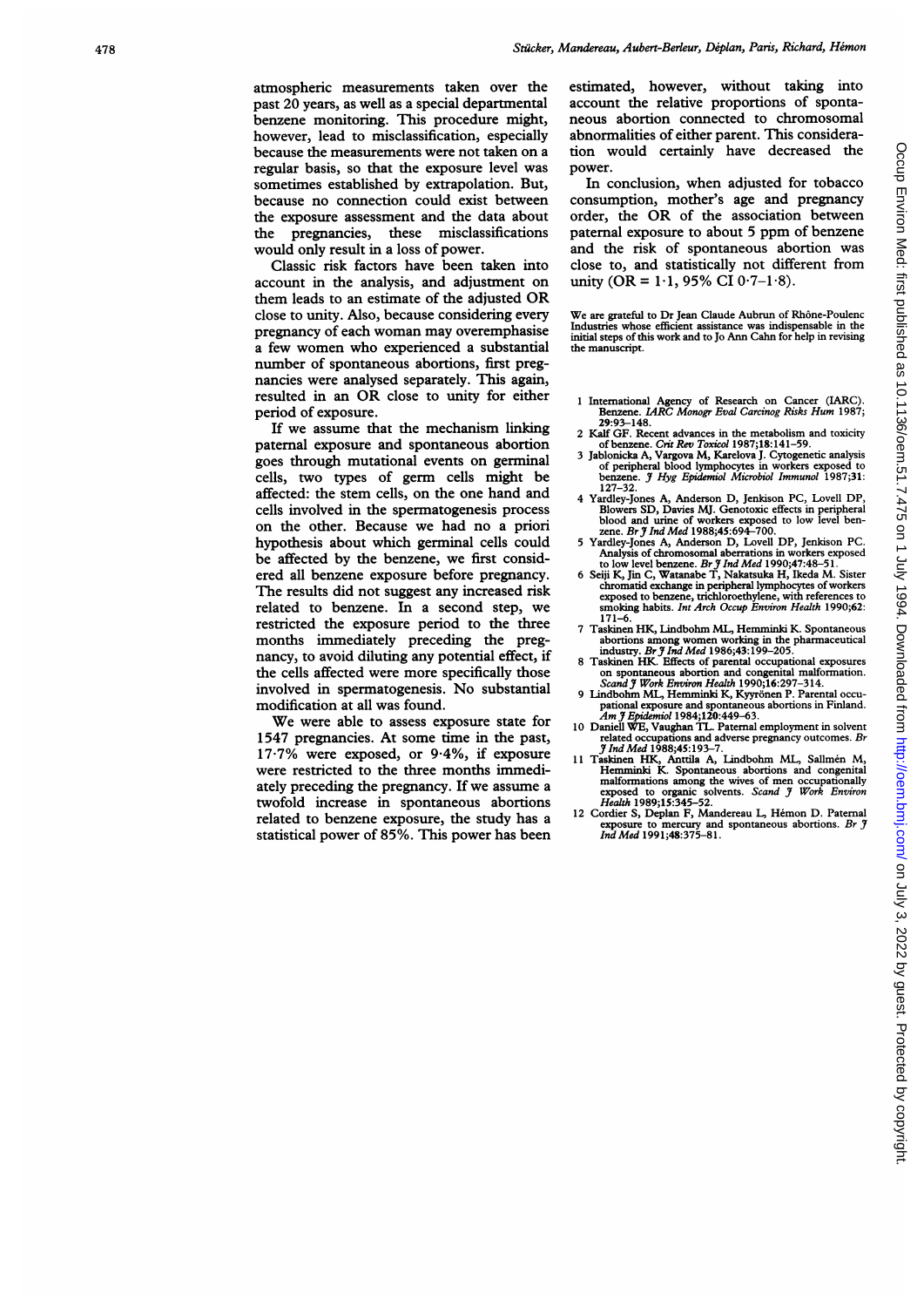atmospheric measurements taken over the past 20 years, as well as a special departmental benzene monitoring. This procedure might, however, lead to misclassification, especially because the measurements were not taken on a regular basis, so that the exposure level was sometimes established by extrapolation. But, because no connection could exist between the exposure assessment and the data about the pregnancies, these misclassifications would only result in a loss of power.

Classic risk factors have been taken into account in the analysis, and adjustment on them leads to an estimate of the adjusted OR close to unity. Also, because considering every pregnancy of each woman may overemphasise a few women who experienced a substantial number of spontaneous abortions, first pregnancies were analysed separately. This again, resulted in an OR close to unity for either period of exposure.

If we assume that the mechanism linking paternal exposure and spontaneous abortion goes through mutational events on germinal cells, two types of germ cells might be affected: the stem cells, on the one hand and cells involved in the spermatogenesis process on the other. Because we had no a priori hypothesis about which germinal cells could be affected by the benzene, we first considered all benzene exposure before pregnancy. The results did not suggest any increased risk related to benzene. In a second step, we restricted the exposure period to the three months immediately preceding the pregnancy, to avoid diluting any potential effect, if the cells affected were more specifically those involved in spermatogenesis. No substantial modification at all was found.

We were able to assess exposure state for 1547 pregnancies. At some time in the past, 17·7% were exposed, or 9·4%, if exposure were restricted to the three months immediately preceding the pregnancy. If we assume a twofold increase in spontaneous abortions related to benzene exposure, the study has a statistical power of 85%. This power has been estimated, however, without taking into account the relative proportions of spontaneous abortion connected to chromosomal abnormalities of either parent. This consideration would certainly have decreased the power.

In conclusion, when adjusted for tobacco consumption, mother's age and pregnancy order, the OR of the association between paternal exposure to about 5 ppm of benzene and the risk of spontaneous abortion was close to, and statistically not different from unity (OR = 1·1, 95% CI 0·7–1·8).

We are grateful to Dr Jean Claude Aubrun of Rhône-Poulenc Industries whose efficient assistance was indispensable in the initial steps of this work and to Jo Ann Cahn for help in revising the manuscript.

1. International Agency of Research on Cancer (IARC). Benzene. *IARC Monogr Eval Carcinog Risks Hum* 1987; 29:93–148.
2. Kalf GF. Recent advances in the metabolism and toxicity of benzene. *Crit Rev Toxicol* 1987;18:141–59.
3. Jablonicka A, Vargova M, Karelova J. Cytogenetic analysis of peripheral blood lymphocytes in workers exposed to benzene. *J Hyg Epidemiol Microbiol Immunol* 1987;31: 127–32.
4. Yardley-Jones A, Anderson D, Jenkison PC, Lovell DP, Blowers SD, Davies MJ. Genotoxic effects in peripheral blood and urine of workers exposed to low level benzene. *Br J Ind Med* 1988;45:694–700.
5. Yardley-Jones A, Anderson D, Lovell DP, Jenkison PC. Analysis of chromosomal aberrations in workers exposed to low level benzene. *Br J Ind Med* 1990;47:48–51.
6. Seiji K, Jin C, Watanabe T, Nakatsuka H, Ikeda M. Sister chromatid exchange in peripheral lymphocytes of workers exposed to benzene, trichloroethylene, with references to smoking habits. *Int Arch Occup Environ Health* 1990;62: 171–6.
7. Taskinen HK, Lindbohm ML, Hemminki K. Spontaneous abortions among women working in the pharmaceutical industry. *Br J Ind Med* 1986;43:199–205.
8. Taskinen HK. Effects of parental occupational exposures on spontaneous abortion and congenital malformation. *Scand J Work Environ Health* 1990;16:297–314.
9. Lindbohm ML, Hemminki K, Kyyrönen P. Parental occupational exposure and spontaneous abortions in Finland. *Am J Epidemiol* 1984;120:449–63.
10. Daniell WE, Vaughan TL. Paternal employment in solvent related occupations and adverse pregnancy outcomes. *Br J Ind Med* 1988;45:193–7.
11. Taskinen HK, Anttila A, Lindbohm ML, Sallmén M, Hemminki K. Spontaneous abortions and congenital malformations among the wives of men occupationally exposed to organic solvents. *Scand J Work Environ Health* 1989;15:345–52.
12. Cordier S, Deplan F, Mandereau L, Hémon D. Paternal exposure to mercury and spontaneous abortions. *Br J Ind Med* 1991;48:375–81.